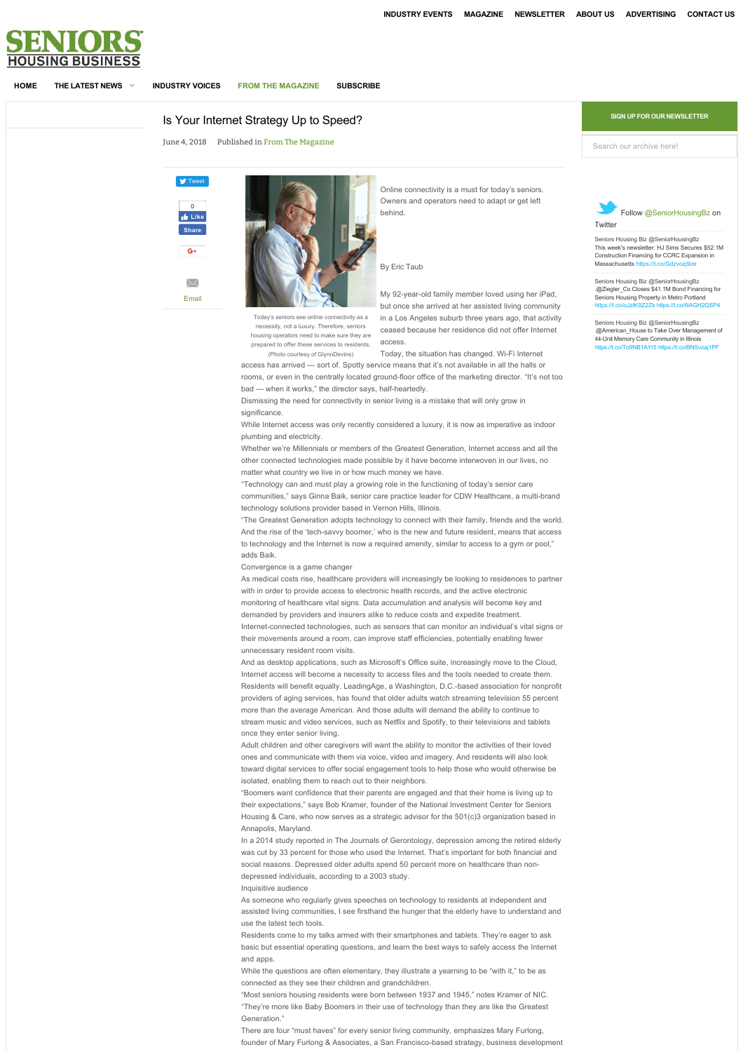# Is Your Internet Strategy Up to Speed?

June 4, 2018 Published in From The Magazine

Today's seniors see online connectivity as a necessity, not a luxury. Therefore, seniors housing operators need to make sure they are prepared to offer these services to residents. (Photo courtesy of GlynnDevins)

Online connectivity is a must for today's seniors. Owners and operators need to adapt or get left behind.

By Eric Taub

My 92-year-old family member loved using her iPad, but once she arrived at her assisted living community in a Los Angeles suburb three years ago, that activity ceased because her residence did not offer Internet access.

Today, the situation has changed. Wi-Fi Internet access has arrived — sort of. Spotty service means that it's not available in all the halls or rooms, or even in the centrally located ground-floor office of the marketing director. "It's not too bad — when it works," the director says, half-heartedly.

Dismissing the need for connectivity in senior living is a mistake that will only grow in significance.

While Internet access was only recently considered a luxury, it is now as imperative as indoor plumbing and electricity.

Whether we're Millennials or members of the Greatest Generation, Internet access and all the other connected technologies made possible by it have become interwoven in our lives, no matter what country we live in or how much money we have.

"Technology can and must play a growing role in the functioning of today's senior care communities," says Ginna Baik, senior care practice leader for CDW Healthcare, a multi-brand technology solutions provider based in Vernon Hills, Illinois.

"The Greatest Generation adopts technology to connect with their family, friends and the world. And the rise of the 'tech-savvy boomer,' who is the new and future resident, means that access to technology and the Internet is now a required amenity, similar to access to a gym or pool," adds Baik.

## Convergence is a game changer

As medical costs rise, healthcare providers will increasingly be looking to residences to partner with in order to provide access to electronic health records, and the active electronic monitoring of healthcare vital signs. Data accumulation and analysis will become key and demanded by providers and insurers alike to reduce costs and expedite treatment.

Internet-connected technologies, such as sensors that can monitor an individual's vital signs or their movements around a room, can improve staff efficiencies, potentially enabling fewer unnecessary resident room visits.

And as desktop applications, such as Microsoft's Office suite, increasingly move to the Cloud, Internet access will become a necessity to access files and the tools needed to create them.

Residents will benefit equally. LeadingAge, a Washington, D.C.-based association for nonprofit providers of aging services, has found that older adults watch streaming television 55 percent more than the average American. And those adults will demand the ability to continue to stream music and video services, such as Netflix and Spotify, to their televisions and tablets once they enter senior living.

Adult children and other caregivers will want the ability to monitor the activities of their loved ones and communicate with them via voice, video and imagery. And residents will also look toward digital services to offer social engagement tools to help those who would otherwise be isolated, enabling them to reach out to their neighbors.

"Boomers want confidence that their parents are engaged and that their home is living up to their expectations," says Bob Kramer, founder of the National Investment Center for Seniors Housing & Care, who now serves as a strategic advisor for the 501(c)3 organization based in Annapolis, Maryland.

In a 2014 study reported in The Journals of Gerontology, depression among the retired elderly was cut by 33 percent for those who used the Internet. That's important for both financial and social reasons. Depressed older adults spend 50 percent more on healthcare than non-depressed individuals, according to a 2003 study.

## Inquisitive audience

As someone who regularly gives speeches on technology to residents at independent and assisted living communities, I see firsthand the hunger that the elderly have to understand and use the latest tech tools.

Residents come to my talks armed with their smartphones and tablets. They're eager to ask basic but essential operating questions, and learn the best ways to safely access the Internet and apps.

While the questions are often elementary, they illustrate a yearning to be "with it," to be as connected as they see their children and grandchildren.

"Most seniors housing residents were born between 1937 and 1945," notes Kramer of NIC. "They're more like Baby Boomers in their use of technology than they are like the Greatest Generation."

There are four "must haves" for every senior living community, emphasizes Mary Furlong, founder of Mary Furlong & Associates, a San Francisco-based strategy, business development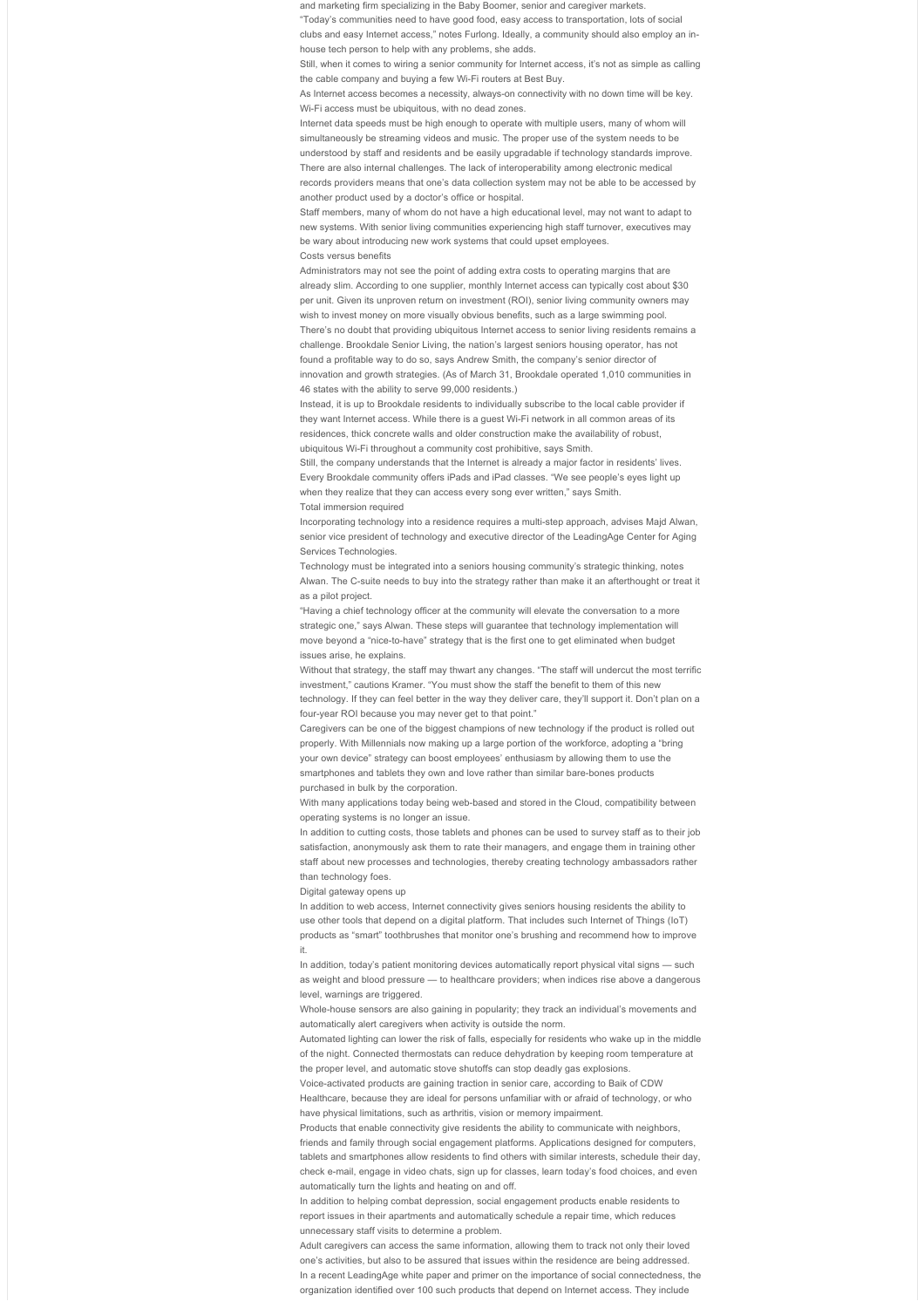and marketing firm specializing in the Baby Boomer, senior and caregiver markets.

"Today's communities need to have good food, easy access to transportation, lots of social clubs and easy Internet access," notes Furlong. Ideally, a community should also employ an in-house tech person to help with any problems, she adds.

Still, when it comes to wiring a senior community for Internet access, it's not as simple as calling the cable company and buying a few Wi-Fi routers at Best Buy.

As Internet access becomes a necessity, always-on connectivity with no down time will be key. Wi-Fi access must be ubiquitous, with no dead zones.

Internet data speeds must be high enough to operate with multiple users, many of whom will simultaneously be streaming videos and music. The proper use of the system needs to be understood by staff and residents and be easily upgradable if technology standards improve.

There are also internal challenges. The lack of interoperability among electronic medical records providers means that one's data collection system may not be able to be accessed by another product used by a doctor's office or hospital.

Staff members, many of whom do not have a high educational level, may not want to adapt to new systems. With senior living communities experiencing high staff turnover, executives may be wary about introducing new work systems that could upset employees.

## Costs versus benefits

Administrators may not see the point of adding extra costs to operating margins that are already slim. According to one supplier, monthly Internet access can typically cost about $30 per unit. Given its unproven return on investment (ROI), senior living community owners may wish to invest money on more visually obvious benefits, such as a large swimming pool.

There's no doubt that providing ubiquitous Internet access to senior living residents remains a challenge. Brookdale Senior Living, the nation's largest seniors housing operator, has not found a profitable way to do so, says Andrew Smith, the company's senior director of innovation and growth strategies. (As of March 31, Brookdale operated 1,010 communities in 46 states with the ability to serve 99,000 residents.)

Instead, it is up to Brookdale residents to individually subscribe to the local cable provider if they want Internet access. While there is a guest Wi-Fi network in all common areas of its residences, thick concrete walls and older construction make the availability of robust, ubiquitous Wi-Fi throughout a community cost prohibitive, says Smith.

Still, the company understands that the Internet is already a major factor in residents' lives. Every Brookdale community offers iPads and iPad classes. "We see people's eyes light up when they realize that they can access every song ever written," says Smith.

## Total immersion required

Incorporating technology into a residence requires a multi-step approach, advises Majd Alwan, senior vice president of technology and executive director of the LeadingAge Center for Aging Services Technologies.

Technology must be integrated into a seniors housing community's strategic thinking, notes Alwan. The C-suite needs to buy into the strategy rather than make it an afterthought or treat it as a pilot project.

"Having a chief technology officer at the community will elevate the conversation to a more strategic one," says Alwan. These steps will guarantee that technology implementation will move beyond a "nice-to-have" strategy that is the first one to get eliminated when budget issues arise, he explains.

Without that strategy, the staff may thwart any changes. "The staff will undercut the most terrific investment," cautions Kramer. "You must show the staff the benefit to them of this new technology. If they can feel better in the way they deliver care, they'll support it. Don't plan on a four-year ROI because you may never get to that point."

Caregivers can be one of the biggest champions of new technology if the product is rolled out properly. With Millennials now making up a large portion of the workforce, adopting a "bring your own device" strategy can boost employees' enthusiasm by allowing them to use the smartphones and tablets they own and love rather than similar bare-bones products purchased in bulk by the corporation.

With many applications today being web-based and stored in the Cloud, compatibility between operating systems is no longer an issue.

In addition to cutting costs, those tablets and phones can be used to survey staff as to their job satisfaction, anonymously ask them to rate their managers, and engage them in training other staff about new processes and technologies, thereby creating technology ambassadors rather than technology foes.

## Digital gateway opens up

In addition to web access, Internet connectivity gives seniors housing residents the ability to use other tools that depend on a digital platform. That includes such Internet of Things (IoT) products as "smart" toothbrushes that monitor one's brushing and recommend how to improve it.

In addition, today's patient monitoring devices automatically report physical vital signs — such as weight and blood pressure — to healthcare providers; when indices rise above a dangerous level, warnings are triggered.

Whole-house sensors are also gaining in popularity; they track an individual's movements and automatically alert caregivers when activity is outside the norm.

Automated lighting can lower the risk of falls, especially for residents who wake up in the middle of the night. Connected thermostats can reduce dehydration by keeping room temperature at the proper level, and automatic stove shutoffs can stop deadly gas explosions.

Voice-activated products are gaining traction in senior care, according to Baik of CDW Healthcare, because they are ideal for persons unfamiliar with or afraid of technology, or who have physical limitations, such as arthritis, vision or memory impairment.

Products that enable connectivity give residents the ability to communicate with neighbors, friends and family through social engagement platforms. Applications designed for computers, tablets and smartphones allow residents to find others with similar interests, schedule their day, check e-mail, engage in video chats, sign up for classes, learn today's food choices, and even automatically turn the lights and heating on and off.

In addition to helping combat depression, social engagement products enable residents to report issues in their apartments and automatically schedule a repair time, which reduces unnecessary staff visits to determine a problem.

Adult caregivers can access the same information, allowing them to track not only their loved one's activities, but also to be assured that issues within the residence are being addressed.

In a recent LeadingAge white paper and primer on the importance of social connectedness, the organization identified over 100 such products that depend on Internet access. They include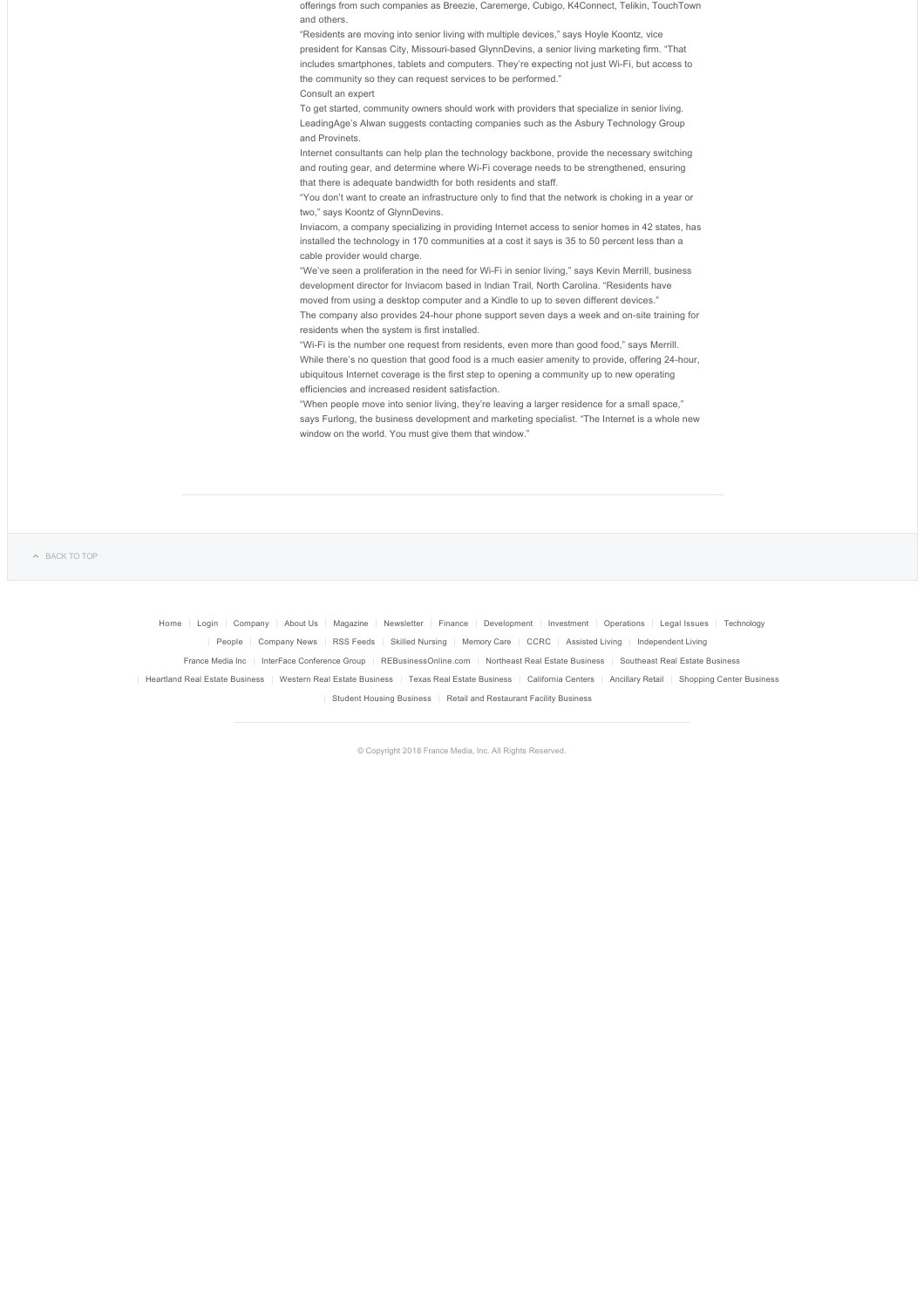offerings from such companies as Breezie, Caremerge, Cubigo, K4Connect, Telikin, TouchTown and others.

"Residents are moving into senior living with multiple devices," says Hoyle Koontz, vice president for Kansas City, Missouri-based GlynnDevins, a senior living marketing firm. "That includes smartphones, tablets and computers. They're expecting not just Wi-Fi, but access to the community so they can request services to be performed."

Consult an expert

To get started, community owners should work with providers that specialize in senior living. LeadingAge's Alwan suggests contacting companies such as the Asbury Technology Group and Provinets.

Internet consultants can help plan the technology backbone, provide the necessary switching and routing gear, and determine where Wi-Fi coverage needs to be strengthened, ensuring that there is adequate bandwidth for both residents and staff.

"You don't want to create an infrastructure only to find that the network is choking in a year or two," says Koontz of GlynnDevins.

Inviacom, a company specializing in providing Internet access to senior homes in 42 states, has installed the technology in 170 communities at a cost it says is 35 to 50 percent less than a cable provider would charge.

"We've seen a proliferation in the need for Wi-Fi in senior living," says Kevin Merrill, business development director for Inviacom based in Indian Trail, North Carolina. "Residents have moved from using a desktop computer and a Kindle to up to seven different devices."

The company also provides 24-hour phone support seven days a week and on-site training for residents when the system is first installed.

"Wi-Fi is the number one request from residents, even more than good food," says Merrill.

While there's no question that good food is a much easier amenity to provide, offering 24-hour, ubiquitous Internet coverage is the first step to opening a community up to new operating efficiencies and increased resident satisfaction.

"When people move into senior living, they're leaving a larger residence for a small space," says Furlong, the business development and marketing specialist. "The Internet is a whole new window on the world. You must give them that window."

BACK TO TOP

Home | Login | Company | About Us | Magazine | Newsletter | Finance | Development | Investment | Operations | Legal Issues | Technology | People | Company News | RSS Feeds | Skilled Nursing | Memory Care | CCRC | Assisted Living | Independent Living

France Media Inc | InterFace Conference Group | REBusinessOnline.com | Northeast Real Estate Business | Southeast Real Estate Business | Heartland Real Estate Business | Western Real Estate Business | Texas Real Estate Business | California Centers | Ancillary Retail | Shopping Center Business | Student Housing Business | Retail and Restaurant Facility Business

© Copyright 2018 France Media, Inc. All Rights Reserved.